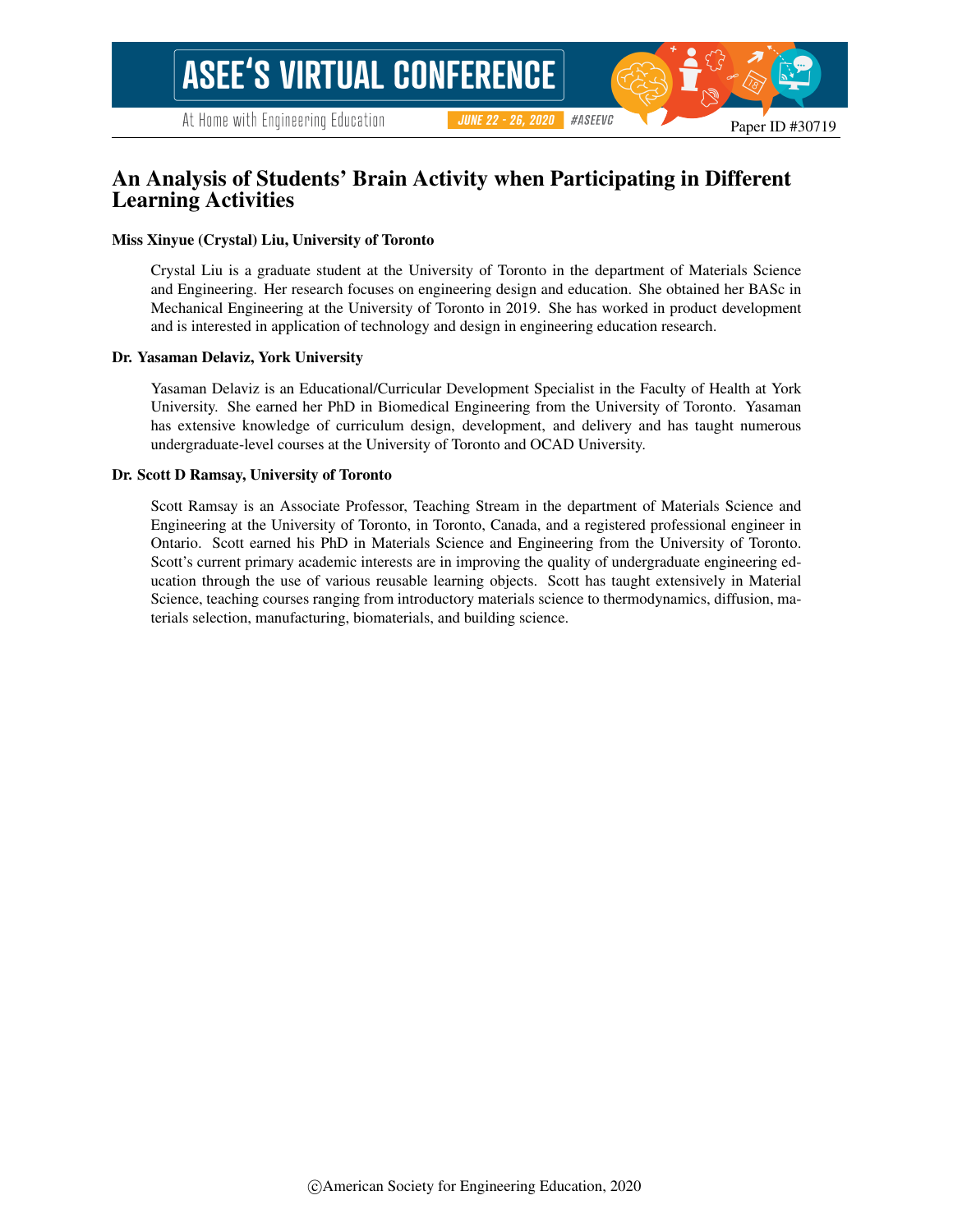Paper ID #30719

# An Analysis of Students' Brain Activity when Participating in Different Learning Activities

**Miss Xinyue (Crystal) Liu, University of Toronto**

Crystal Liu is a graduate student at the University of Toronto in the department of Materials Science and Engineering. Her research focuses on engineering design and education. She obtained her BASc in Mechanical Engineering at the University of Toronto in 2019. She has worked in product development and is interested in application of technology and design in engineering education research.

**Dr. Yasaman Delaviz, York University**

Yasaman Delaviz is an Educational/Curricular Development Specialist in the Faculty of Health at York University. She earned her PhD in Biomedical Engineering from the University of Toronto. Yasaman has extensive knowledge of curriculum design, development, and delivery and has taught numerous undergraduate-level courses at the University of Toronto and OCAD University.

**Dr. Scott D Ramsay, University of Toronto**

Scott Ramsay is an Associate Professor, Teaching Stream in the department of Materials Science and Engineering at the University of Toronto, in Toronto, Canada, and a registered professional engineer in Ontario. Scott earned his PhD in Materials Science and Engineering from the University of Toronto. Scott's current primary academic interests are in improving the quality of undergraduate engineering education through the use of various reusable learning objects. Scott has taught extensively in Material Science, teaching courses ranging from introductory materials science to thermodynamics, diffusion, materials selection, manufacturing, biomaterials, and building science.

©American Society for Engineering Education, 2020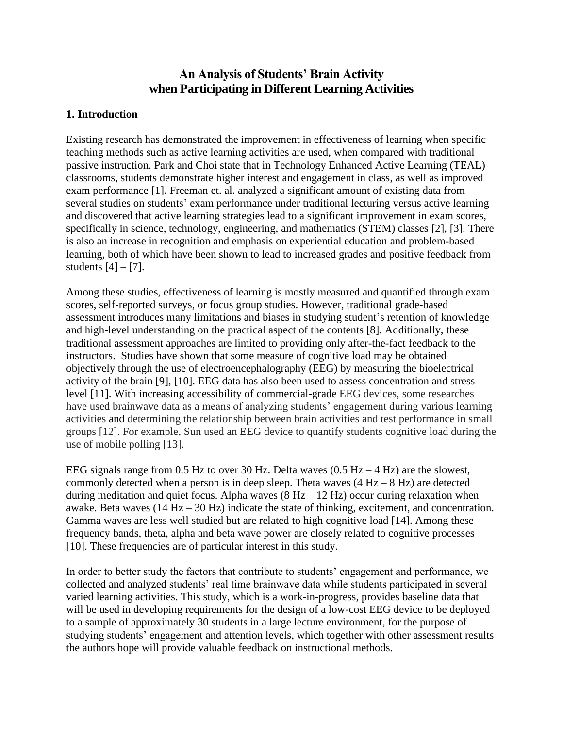# An Analysis of Students' Brain Activity when Participating in Different Learning Activities

## 1. Introduction

Existing research has demonstrated the improvement in effectiveness of learning when specific teaching methods such as active learning activities are used, when compared with traditional passive instruction. Park and Choi state that in Technology Enhanced Active Learning (TEAL) classrooms, students demonstrate higher interest and engagement in class, as well as improved exam performance [1]. Freeman et. al. analyzed a significant amount of existing data from several studies on students' exam performance under traditional lecturing versus active learning and discovered that active learning strategies lead to a significant improvement in exam scores, specifically in science, technology, engineering, and mathematics (STEM) classes [2], [3]. There is also an increase in recognition and emphasis on experiential education and problem-based learning, both of which have been shown to lead to increased grades and positive feedback from students [4] – [7].

Among these studies, effectiveness of learning is mostly measured and quantified through exam scores, self-reported surveys, or focus group studies. However, traditional grade-based assessment introduces many limitations and biases in studying student's retention of knowledge and high-level understanding on the practical aspect of the contents [8]. Additionally, these traditional assessment approaches are limited to providing only after-the-fact feedback to the instructors. Studies have shown that some measure of cognitive load may be obtained objectively through the use of electroencephalography (EEG) by measuring the bioelectrical activity of the brain [9], [10]. EEG data has also been used to assess concentration and stress level [11]. With increasing accessibility of commercial-grade EEG devices, some researches have used brainwave data as a means of analyzing students' engagement during various learning activities and determining the relationship between brain activities and test performance in small groups [12]. For example, Sun used an EEG device to quantify students cognitive load during the use of mobile polling [13].

EEG signals range from 0.5 Hz to over 30 Hz. Delta waves (0.5 Hz – 4 Hz) are the slowest, commonly detected when a person is in deep sleep. Theta waves (4 Hz – 8 Hz) are detected during meditation and quiet focus. Alpha waves (8 Hz – 12 Hz) occur during relaxation when awake. Beta waves (14 Hz – 30 Hz) indicate the state of thinking, excitement, and concentration. Gamma waves are less well studied but are related to high cognitive load [14]. Among these frequency bands, theta, alpha and beta wave power are closely related to cognitive processes [10]. These frequencies are of particular interest in this study.

In order to better study the factors that contribute to students' engagement and performance, we collected and analyzed students' real time brainwave data while students participated in several varied learning activities. This study, which is a work-in-progress, provides baseline data that will be used in developing requirements for the design of a low-cost EEG device to be deployed to a sample of approximately 30 students in a large lecture environment, for the purpose of studying students' engagement and attention levels, which together with other assessment results the authors hope will provide valuable feedback on instructional methods.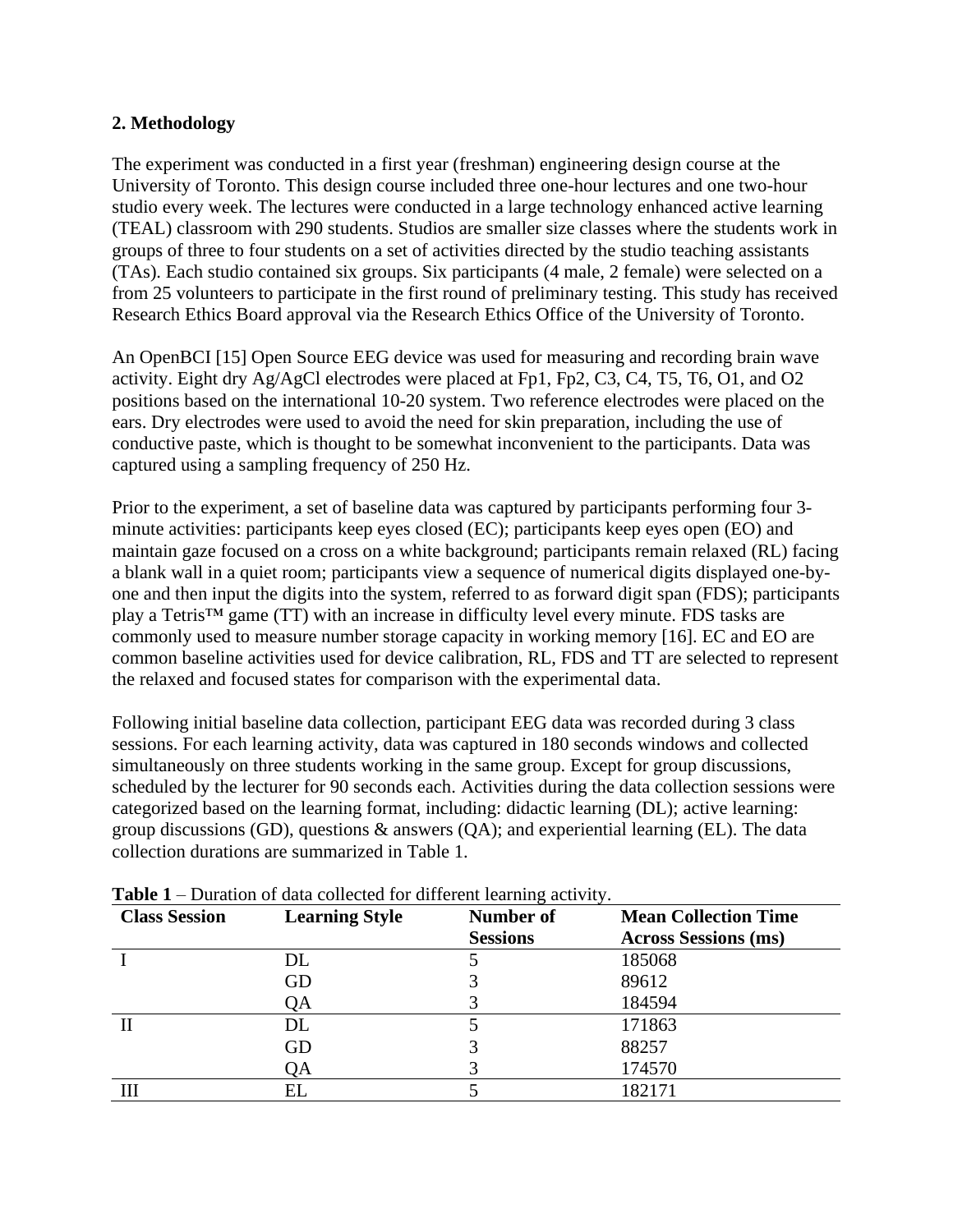## 2. Methodology

The experiment was conducted in a first year (freshman) engineering design course at the University of Toronto. This design course included three one-hour lectures and one two-hour studio every week. The lectures were conducted in a large technology enhanced active learning (TEAL) classroom with 290 students. Studios are smaller size classes where the students work in groups of three to four students on a set of activities directed by the studio teaching assistants (TAs). Each studio contained six groups. Six participants (4 male, 2 female) were selected on a from 25 volunteers to participate in the first round of preliminary testing. This study has received Research Ethics Board approval via the Research Ethics Office of the University of Toronto.

An OpenBCI [15] Open Source EEG device was used for measuring and recording brain wave activity. Eight dry Ag/AgCl electrodes were placed at Fp1, Fp2, C3, C4, T5, T6, O1, and O2 positions based on the international 10-20 system. Two reference electrodes were placed on the ears. Dry electrodes were used to avoid the need for skin preparation, including the use of conductive paste, which is thought to be somewhat inconvenient to the participants. Data was captured using a sampling frequency of 250 Hz.

Prior to the experiment, a set of baseline data was captured by participants performing four 3-minute activities: participants keep eyes closed (EC); participants keep eyes open (EO) and maintain gaze focused on a cross on a white background; participants remain relaxed (RL) facing a blank wall in a quiet room; participants view a sequence of numerical digits displayed one-by-one and then input the digits into the system, referred to as forward digit span (FDS); participants play a Tetris™ game (TT) with an increase in difficulty level every minute. FDS tasks are commonly used to measure number storage capacity in working memory [16]. EC and EO are common baseline activities used for device calibration, RL, FDS and TT are selected to represent the relaxed and focused states for comparison with the experimental data.

Following initial baseline data collection, participant EEG data was recorded during 3 class sessions. For each learning activity, data was captured in 180 seconds windows and collected simultaneously on three students working in the same group. Except for group discussions, scheduled by the lecturer for 90 seconds each. Activities during the data collection sessions were categorized based on the learning format, including: didactic learning (DL); active learning: group discussions (GD), questions & answers (QA); and experiential learning (EL). The data collection durations are summarized in Table 1.

**Table 1** – Duration of data collected for different learning activity.

| Class Session | Learning Style | Number of Sessions | Mean Collection Time Across Sessions (ms) |
|---|---|---|---|
| I | DL | 5 | 185068 |
| | GD | 3 | 89612 |
| | QA | 3 | 184594 |
| II | DL | 5 | 171863 |
| | GD | 3 | 88257 |
| | QA | 3 | 174570 |
| III | EL | 5 | 182171 |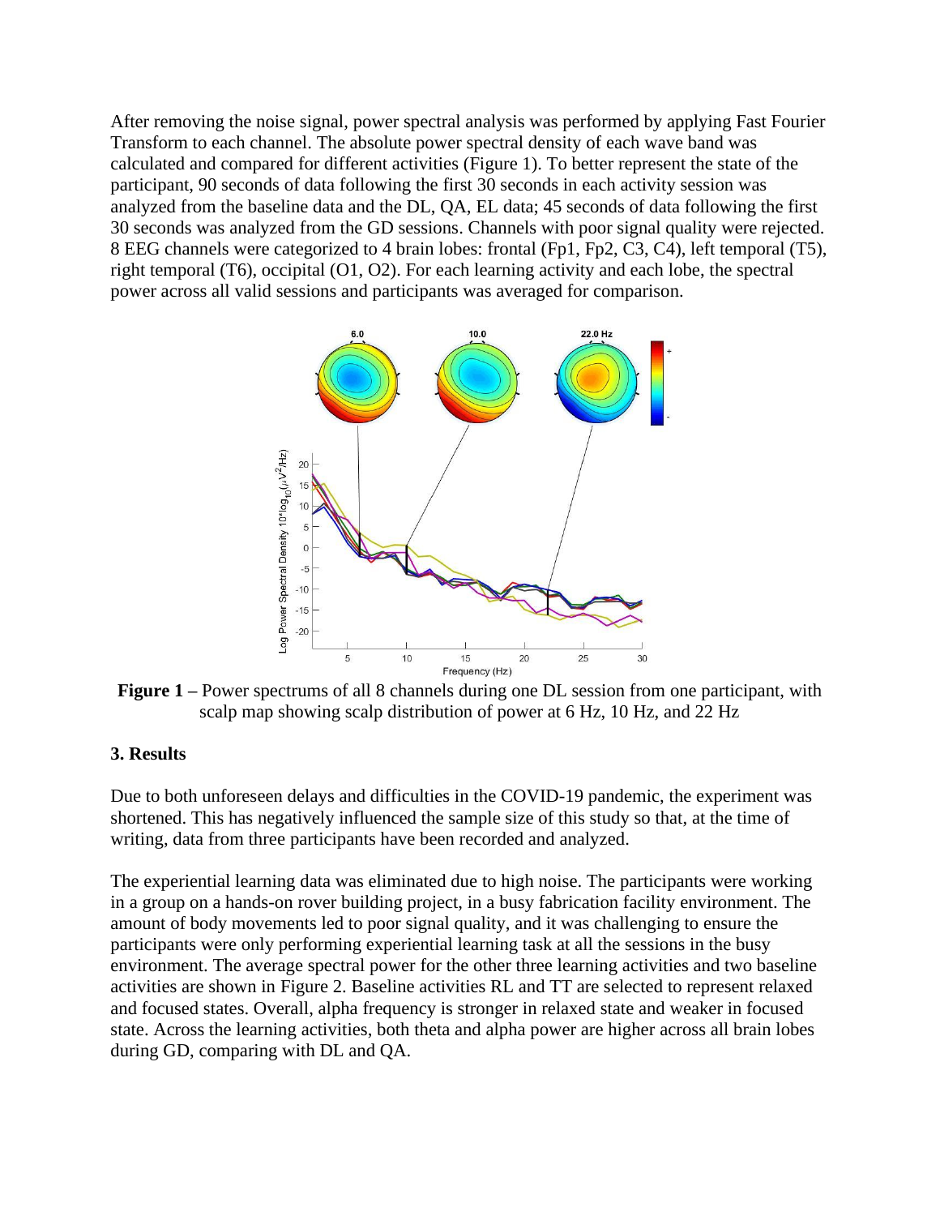After removing the noise signal, power spectral analysis was performed by applying Fast Fourier Transform to each channel. The absolute power spectral density of each wave band was calculated and compared for different activities (Figure 1). To better represent the state of the participant, 90 seconds of data following the first 30 seconds in each activity session was analyzed from the baseline data and the DL, QA, EL data; 45 seconds of data following the first 30 seconds was analyzed from the GD sessions. Channels with poor signal quality were rejected. 8 EEG channels were categorized to 4 brain lobes: frontal (Fp1, Fp2, C3, C4), left temporal (T5), right temporal (T6), occipital (O1, O2). For each learning activity and each lobe, the spectral power across all valid sessions and participants was averaged for comparison.

**Figure 1 –** Power spectrums of all 8 channels during one DL session from one participant, with scalp map showing scalp distribution of power at 6 Hz, 10 Hz, and 22 Hz

## 3. Results

Due to both unforeseen delays and difficulties in the COVID-19 pandemic, the experiment was shortened. This has negatively influenced the sample size of this study so that, at the time of writing, data from three participants have been recorded and analyzed.

The experiential learning data was eliminated due to high noise. The participants were working in a group on a hands-on rover building project, in a busy fabrication facility environment. The amount of body movements led to poor signal quality, and it was challenging to ensure the participants were only performing experiential learning task at all the sessions in the busy environment. The average spectral power for the other three learning activities and two baseline activities are shown in Figure 2. Baseline activities RL and TT are selected to represent relaxed and focused states. Overall, alpha frequency is stronger in relaxed state and weaker in focused state. Across the learning activities, both theta and alpha power are higher across all brain lobes during GD, comparing with DL and QA.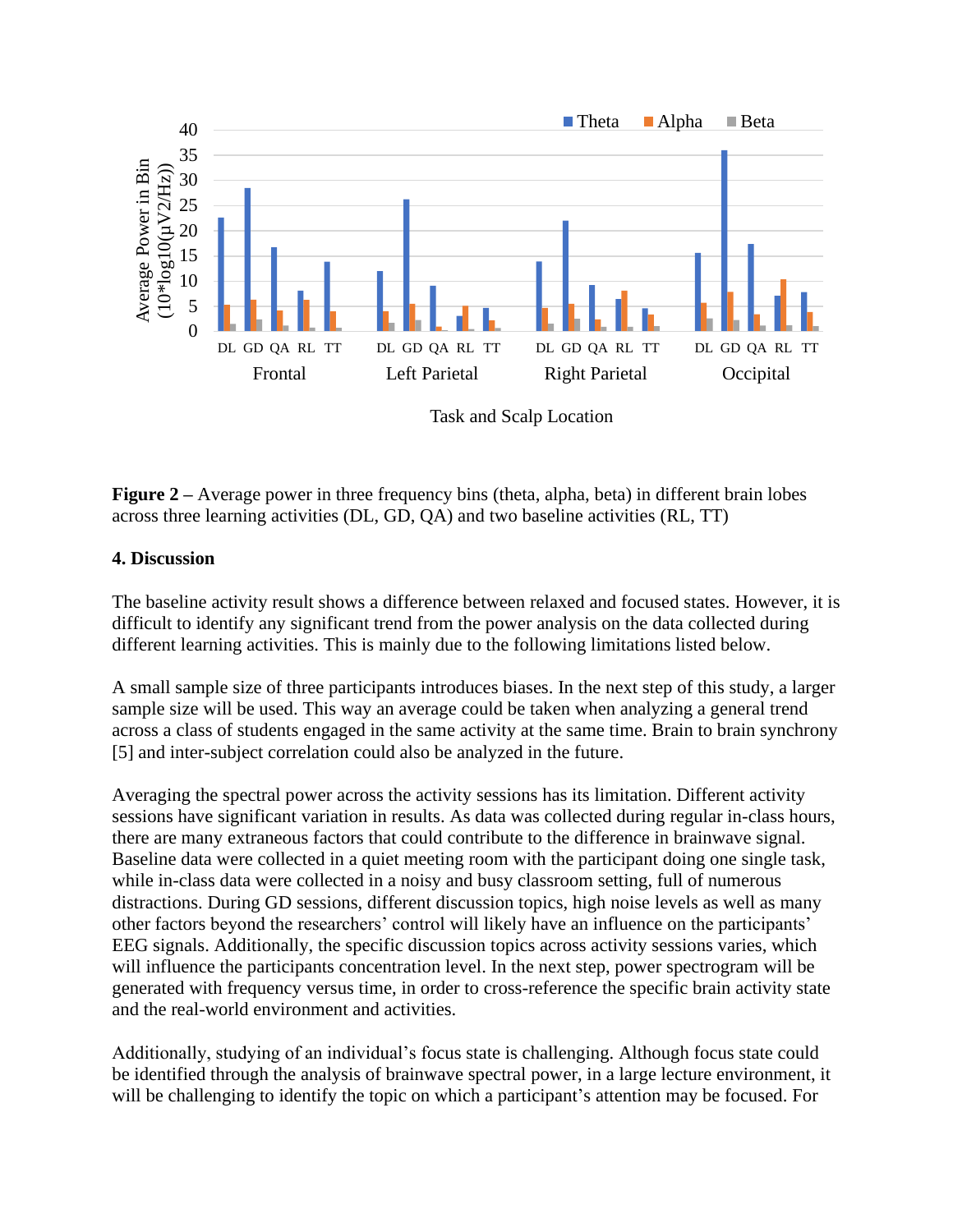**Figure 2** – Average power in three frequency bins (theta, alpha, beta) in different brain lobes across three learning activities (DL, GD, QA) and two baseline activities (RL, TT)

## 4. Discussion

The baseline activity result shows a difference between relaxed and focused states. However, it is difficult to identify any significant trend from the power analysis on the data collected during different learning activities. This is mainly due to the following limitations listed below.

A small sample size of three participants introduces biases. In the next step of this study, a larger sample size will be used. This way an average could be taken when analyzing a general trend across a class of students engaged in the same activity at the same time. Brain to brain synchrony [5] and inter-subject correlation could also be analyzed in the future.

Averaging the spectral power across the activity sessions has its limitation. Different activity sessions have significant variation in results. As data was collected during regular in-class hours, there are many extraneous factors that could contribute to the difference in brainwave signal. Baseline data were collected in a quiet meeting room with the participant doing one single task, while in-class data were collected in a noisy and busy classroom setting, full of numerous distractions. During GD sessions, different discussion topics, high noise levels as well as many other factors beyond the researchers' control will likely have an influence on the participants' EEG signals. Additionally, the specific discussion topics across activity sessions varies, which will influence the participants concentration level. In the next step, power spectrogram will be generated with frequency versus time, in order to cross-reference the specific brain activity state and the real-world environment and activities.

Additionally, studying of an individual's focus state is challenging. Although focus state could be identified through the analysis of brainwave spectral power, in a large lecture environment, it will be challenging to identify the topic on which a participant's attention may be focused. For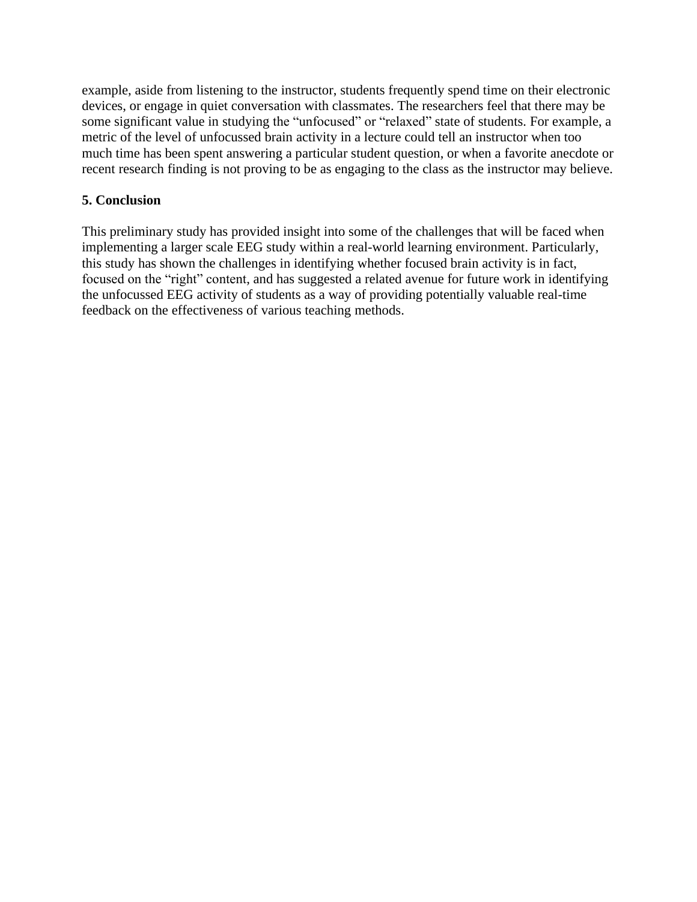example, aside from listening to the instructor, students frequently spend time on their electronic devices, or engage in quiet conversation with classmates. The researchers feel that there may be some significant value in studying the "unfocused" or "relaxed" state of students. For example, a metric of the level of unfocussed brain activity in a lecture could tell an instructor when too much time has been spent answering a particular student question, or when a favorite anecdote or recent research finding is not proving to be as engaging to the class as the instructor may believe.

## 5. Conclusion

This preliminary study has provided insight into some of the challenges that will be faced when implementing a larger scale EEG study within a real-world learning environment. Particularly, this study has shown the challenges in identifying whether focused brain activity is in fact, focused on the "right" content, and has suggested a related avenue for future work in identifying the unfocussed EEG activity of students as a way of providing potentially valuable real-time feedback on the effectiveness of various teaching methods.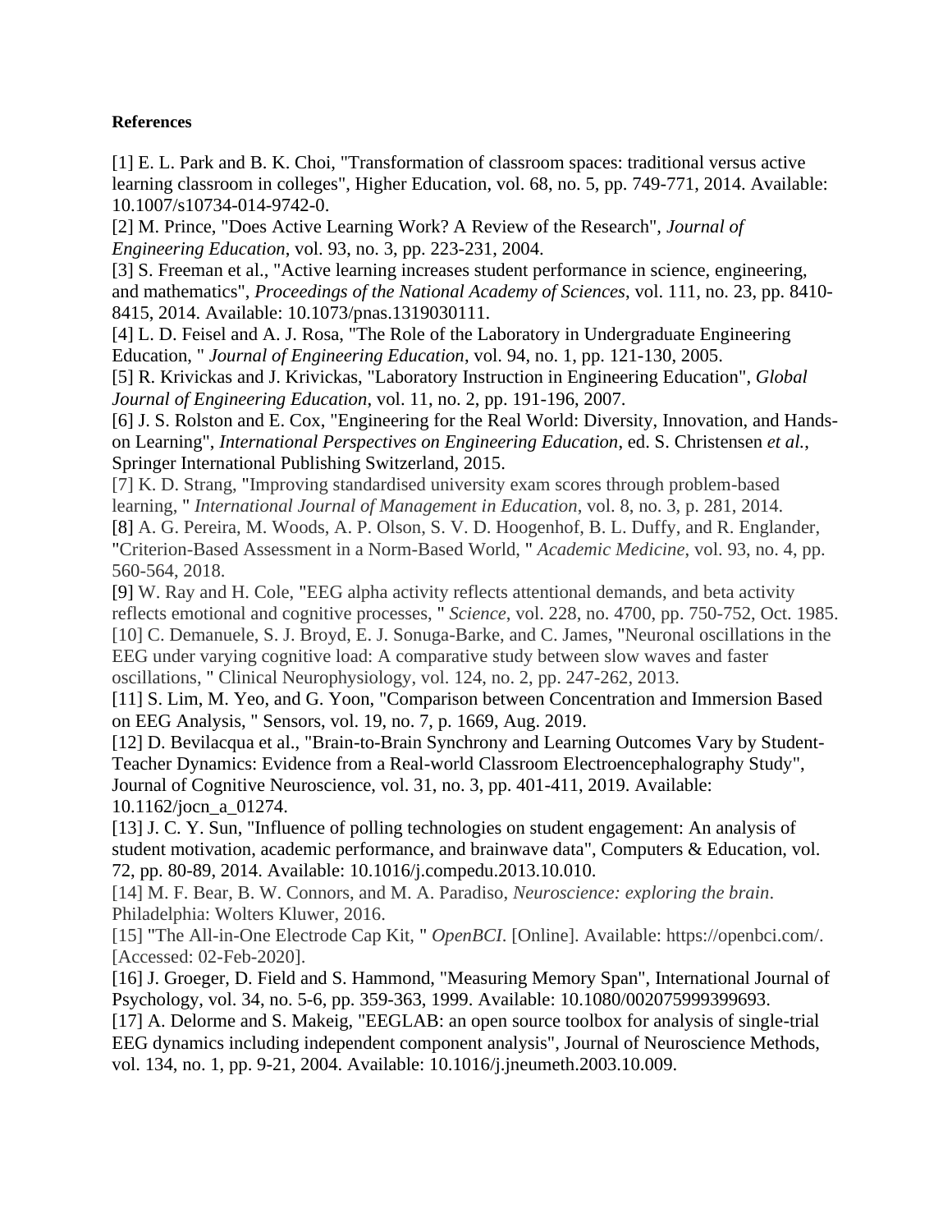**References**

[1] E. L. Park and B. K. Choi, "Transformation of classroom spaces: traditional versus active learning classroom in colleges", Higher Education, vol. 68, no. 5, pp. 749-771, 2014. Available: 10.1007/s10734-014-9742-0.

[2] M. Prince, "Does Active Learning Work? A Review of the Research", *Journal of Engineering Education*, vol. 93, no. 3, pp. 223-231, 2004.

[3] S. Freeman et al., "Active learning increases student performance in science, engineering, and mathematics", *Proceedings of the National Academy of Sciences*, vol. 111, no. 23, pp. 8410-8415, 2014. Available: 10.1073/pnas.1319030111.

[4] L. D. Feisel and A. J. Rosa, "The Role of the Laboratory in Undergraduate Engineering Education, " *Journal of Engineering Education*, vol. 94, no. 1, pp. 121-130, 2005.

[5] R. Krivickas and J. Krivickas, "Laboratory Instruction in Engineering Education", *Global Journal of Engineering Education*, vol. 11, no. 2, pp. 191-196, 2007.

[6] J. S. Rolston and E. Cox, "Engineering for the Real World: Diversity, Innovation, and Hands-on Learning", *International Perspectives on Engineering Education*, ed. S. Christensen *et al.*, Springer International Publishing Switzerland, 2015.

[7] K. D. Strang, "Improving standardised university exam scores through problem-based learning, " *International Journal of Management in Education*, vol. 8, no. 3, p. 281, 2014.

[8] A. G. Pereira, M. Woods, A. P. Olson, S. V. D. Hoogenhof, B. L. Duffy, and R. Englander, "Criterion-Based Assessment in a Norm-Based World, " *Academic Medicine*, vol. 93, no. 4, pp. 560-564, 2018.

[9] W. Ray and H. Cole, "EEG alpha activity reflects attentional demands, and beta activity reflects emotional and cognitive processes, " *Science*, vol. 228, no. 4700, pp. 750-752, Oct. 1985.

[10] C. Demanuele, S. J. Broyd, E. J. Sonuga-Barke, and C. James, "Neuronal oscillations in the EEG under varying cognitive load: A comparative study between slow waves and faster oscillations, " Clinical Neurophysiology, vol. 124, no. 2, pp. 247-262, 2013.

[11] S. Lim, M. Yeo, and G. Yoon, "Comparison between Concentration and Immersion Based on EEG Analysis, " Sensors, vol. 19, no. 7, p. 1669, Aug. 2019.

[12] D. Bevilacqua et al., "Brain-to-Brain Synchrony and Learning Outcomes Vary by Student-Teacher Dynamics: Evidence from a Real-world Classroom Electroencephalography Study", Journal of Cognitive Neuroscience, vol. 31, no. 3, pp. 401-411, 2019. Available: 10.1162/jocn_a_01274.

[13] J. C. Y. Sun, "Influence of polling technologies on student engagement: An analysis of student motivation, academic performance, and brainwave data", Computers & Education, vol. 72, pp. 80-89, 2014. Available: 10.1016/j.compedu.2013.10.010.

[14] M. F. Bear, B. W. Connors, and M. A. Paradiso, *Neuroscience: exploring the brain*. Philadelphia: Wolters Kluwer, 2016.

[15] "The All-in-One Electrode Cap Kit, " *OpenBCI*. [Online]. Available: https://openbci.com/. [Accessed: 02-Feb-2020].

[16] J. Groeger, D. Field and S. Hammond, "Measuring Memory Span", International Journal of Psychology, vol. 34, no. 5-6, pp. 359-363, 1999. Available: 10.1080/002075999399693.

[17] A. Delorme and S. Makeig, "EEGLAB: an open source toolbox for analysis of single-trial EEG dynamics including independent component analysis", Journal of Neuroscience Methods, vol. 134, no. 1, pp. 9-21, 2004. Available: 10.1016/j.jneumeth.2003.10.009.